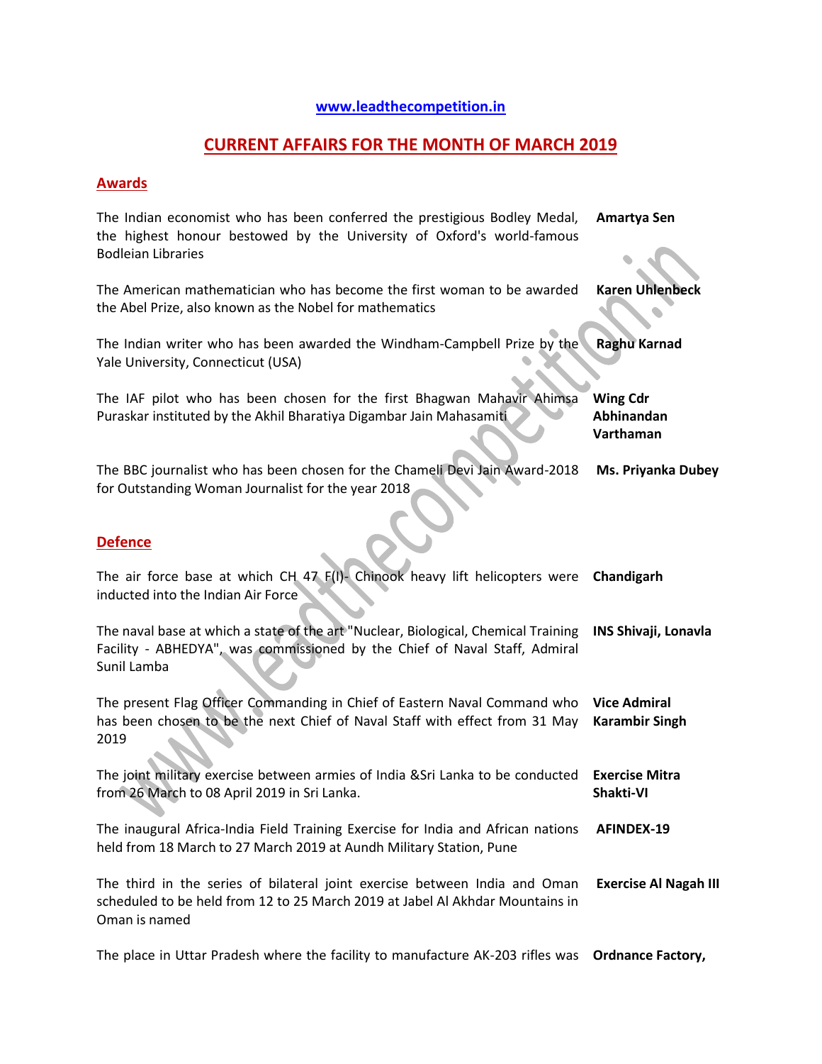www.leadthecompetition.in

# CURRENT AFFAIRS FOR THE MONTH OF MARCH 2019

## Awards

| Question | Answer |
|---|---|
| The Indian economist who has been conferred the prestigious Bodley Medal, the highest honour bestowed by the University of Oxford's world-famous Bodleian Libraries | **Amartya Sen** |
| The American mathematician who has become the first woman to be awarded the Abel Prize, also known as the Nobel for mathematics | **Karen Uhlenbeck** |
| The Indian writer who has been awarded the Windham-Campbell Prize by the Yale University, Connecticut (USA) | **Raghu Karnad** |
| The IAF pilot who has been chosen for the first Bhagwan Mahavir Ahimsa Puraskar instituted by the Akhil Bharatiya Digambar Jain Mahasamiti | **Wing Cdr Abhinandan Varthaman** |
| The BBC journalist who has been chosen for the Chameli Devi Jain Award-2018 for Outstanding Woman Journalist for the year 2018 | **Ms. Priyanka Dubey** |

## Defence

| Question | Answer |
|---|---|
| The air force base at which CH 47 F(I)- Chinook heavy lift helicopters were inducted into the Indian Air Force | **Chandigarh** |
| The naval base at which a state of the art "Nuclear, Biological, Chemical Training Facility - ABHEDYA", was commissioned by the Chief of Naval Staff, Admiral Sunil Lamba | **INS Shivaji, Lonavla** |
| The present Flag Officer Commanding in Chief of Eastern Naval Command who has been chosen to be the next Chief of Naval Staff with effect from 31 May 2019 | **Vice Admiral Karambir Singh** |
| The joint military exercise between armies of India &Sri Lanka to be conducted from 26 March to 08 April 2019 in Sri Lanka. | **Exercise Mitra Shakti-VI** |
| The inaugural Africa-India Field Training Exercise for India and African nations held from 18 March to 27 March 2019 at Aundh Military Station, Pune | **AFINDEX-19** |
| The third in the series of bilateral joint exercise between India and Oman scheduled to be held from 12 to 25 March 2019 at Jabel Al Akhdar Mountains in Oman is named | **Exercise Al Nagah III** |
| The place in Uttar Pradesh where the facility to manufacture AK-203 rifles was | **Ordnance Factory,** |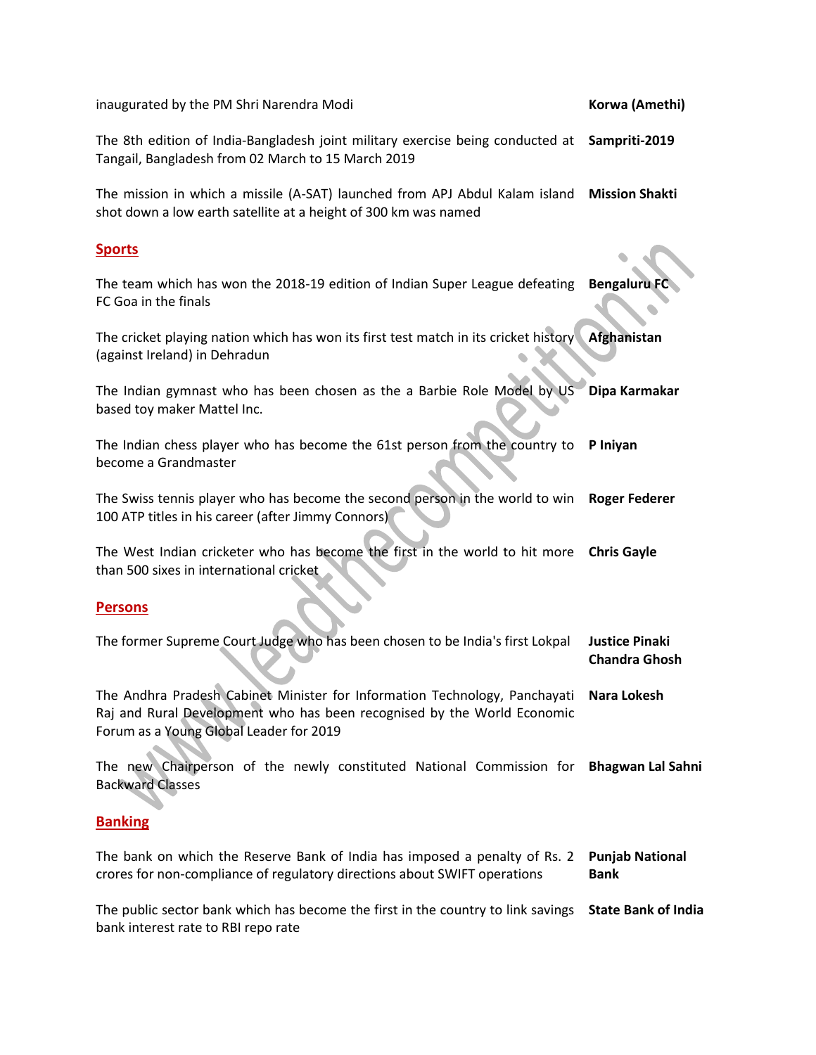| | |
|---|---|
| inaugurated by the PM Shri Narendra Modi | **Korwa (Amethi)** |
| The 8th edition of India-Bangladesh joint military exercise being conducted at Tangail, Bangladesh from 02 March to 15 March 2019 | **Sampriti-2019** |
| The mission in which a missile (A-SAT) launched from APJ Abdul Kalam island shot down a low earth satellite at a height of 300 km was named | **Mission Shakti** |

## Sports

| | |
|---|---|
| The team which has won the 2018-19 edition of Indian Super League defeating FC Goa in the finals | **Bengaluru FC** |
| The cricket playing nation which has won its first test match in its cricket history (against Ireland) in Dehradun | **Afghanistan** |
| The Indian gymnast who has been chosen as the a Barbie Role Model by US based toy maker Mattel Inc. | **Dipa Karmakar** |
| The Indian chess player who has become the 61st person from the country to become a Grandmaster | **P Iniyan** |
| The Swiss tennis player who has become the second person in the world to win 100 ATP titles in his career (after Jimmy Connors) | **Roger Federer** |
| The West Indian cricketer who has become the first in the world to hit more than 500 sixes in international cricket | **Chris Gayle** |

## Persons

| | |
|---|---|
| The former Supreme Court Judge who has been chosen to be India's first Lokpal | **Justice Pinaki Chandra Ghosh** |
| The Andhra Pradesh Cabinet Minister for Information Technology, Panchayati Raj and Rural Development who has been recognised by the World Economic Forum as a Young Global Leader for 2019 | **Nara Lokesh** |
| The new Chairperson of the newly constituted National Commission for Backward Classes | **Bhagwan Lal Sahni** |

## Banking

| | |
|---|---|
| The bank on which the Reserve Bank of India has imposed a penalty of Rs. 2 crores for non-compliance of regulatory directions about SWIFT operations | **Punjab National Bank** |
| The public sector bank which has become the first in the country to link savings bank interest rate to RBI repo rate | **State Bank of India** |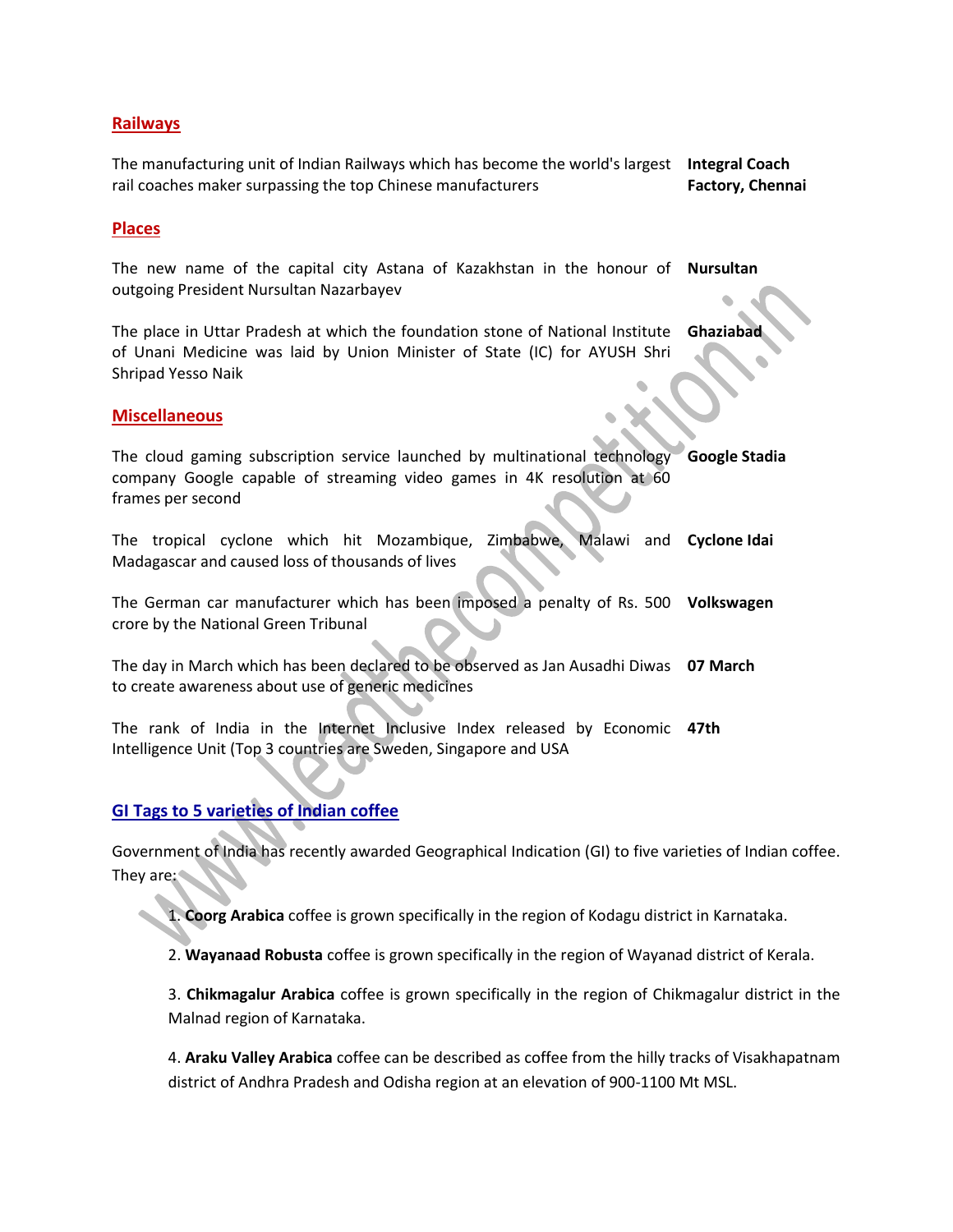## Railways

| | |
|---|---|
| The manufacturing unit of Indian Railways which has become the world's largest rail coaches maker surpassing the top Chinese manufacturers | **Integral Coach Factory, Chennai** |

## Places

| | |
|---|---|
| The new name of the capital city Astana of Kazakhstan in the honour of outgoing President Nursultan Nazarbayev | **Nursultan** |
| The place in Uttar Pradesh at which the foundation stone of National Institute of Unani Medicine was laid by Union Minister of State (IC) for AYUSH Shri Shripad Yesso Naik | **Ghaziabad** |

## Miscellaneous

| | |
|---|---|
| The cloud gaming subscription service launched by multinational technology company Google capable of streaming video games in 4K resolution at 60 frames per second | **Google Stadia** |
| The tropical cyclone which hit Mozambique, Zimbabwe, Malawi and Madagascar and caused loss of thousands of lives | **Cyclone Idai** |
| The German car manufacturer which has been imposed a penalty of Rs. 500 crore by the National Green Tribunal | **Volkswagen** |
| The day in March which has been declared to be observed as Jan Ausadhi Diwas to create awareness about use of generic medicines | **07 March** |
| The rank of India in the Internet Inclusive Index released by Economic Intelligence Unit (Top 3 countries are Sweden, Singapore and USA | **47th** |

## GI Tags to 5 varieties of Indian coffee

Government of India has recently awarded Geographical Indication (GI) to five varieties of Indian coffee. They are:

1. **Coorg Arabica** coffee is grown specifically in the region of Kodagu district in Karnataka.
2. **Wayanaad Robusta** coffee is grown specifically in the region of Wayanad district of Kerala.
3. **Chikmagalur Arabica** coffee is grown specifically in the region of Chikmagalur district in the Malnad region of Karnataka.
4. **Araku Valley Arabica** coffee can be described as coffee from the hilly tracks of Visakhapatnam district of Andhra Pradesh and Odisha region at an elevation of 900-1100 Mt MSL.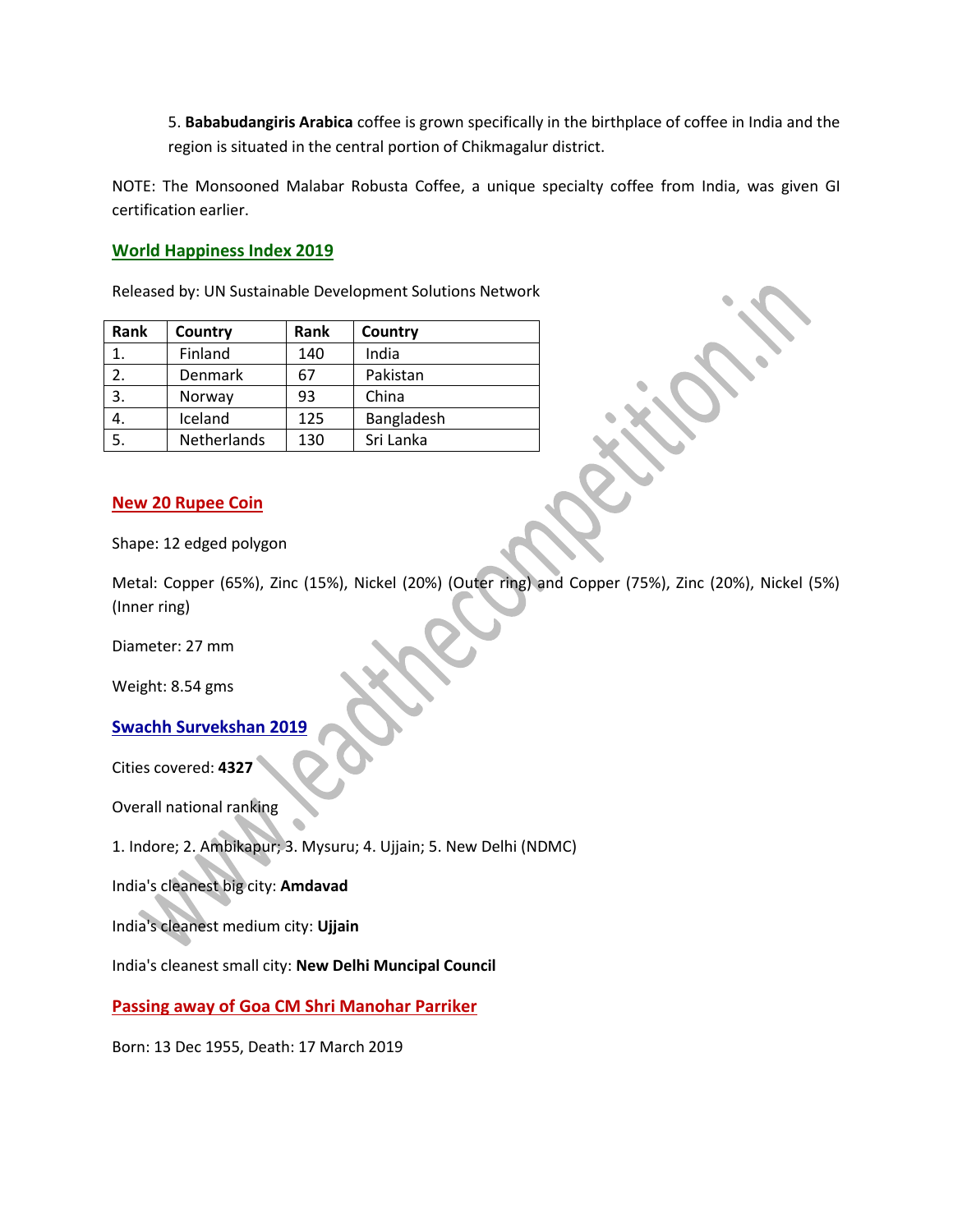5. **Bababudangiris Arabica** coffee is grown specifically in the birthplace of coffee in India and the region is situated in the central portion of Chikmagalur district.

NOTE: The Monsooned Malabar Robusta Coffee, a unique specialty coffee from India, was given GI certification earlier.

## World Happiness Index 2019

Released by: UN Sustainable Development Solutions Network

| Rank | Country | Rank | Country |
|---|---|---|---|
| 1. | Finland | 140 | India |
| 2. | Denmark | 67 | Pakistan |
| 3. | Norway | 93 | China |
| 4. | Iceland | 125 | Bangladesh |
| 5. | Netherlands | 130 | Sri Lanka |

## New 20 Rupee Coin

Shape: 12 edged polygon

Metal: Copper (65%), Zinc (15%), Nickel (20%) (Outer ring) and Copper (75%), Zinc (20%), Nickel (5%) (Inner ring)

Diameter: 27 mm

Weight: 8.54 gms

## Swachh Survekshan 2019

Cities covered: **4327**

Overall national ranking

1. Indore; 2. Ambikapur; 3. Mysuru; 4. Ujjain; 5. New Delhi (NDMC)

India's cleanest big city: **Amdavad**

India's cleanest medium city: **Ujjain**

India's cleanest small city: **New Delhi Muncipal Council**

## Passing away of Goa CM Shri Manohar Parriker

Born: 13 Dec 1955, Death: 17 March 2019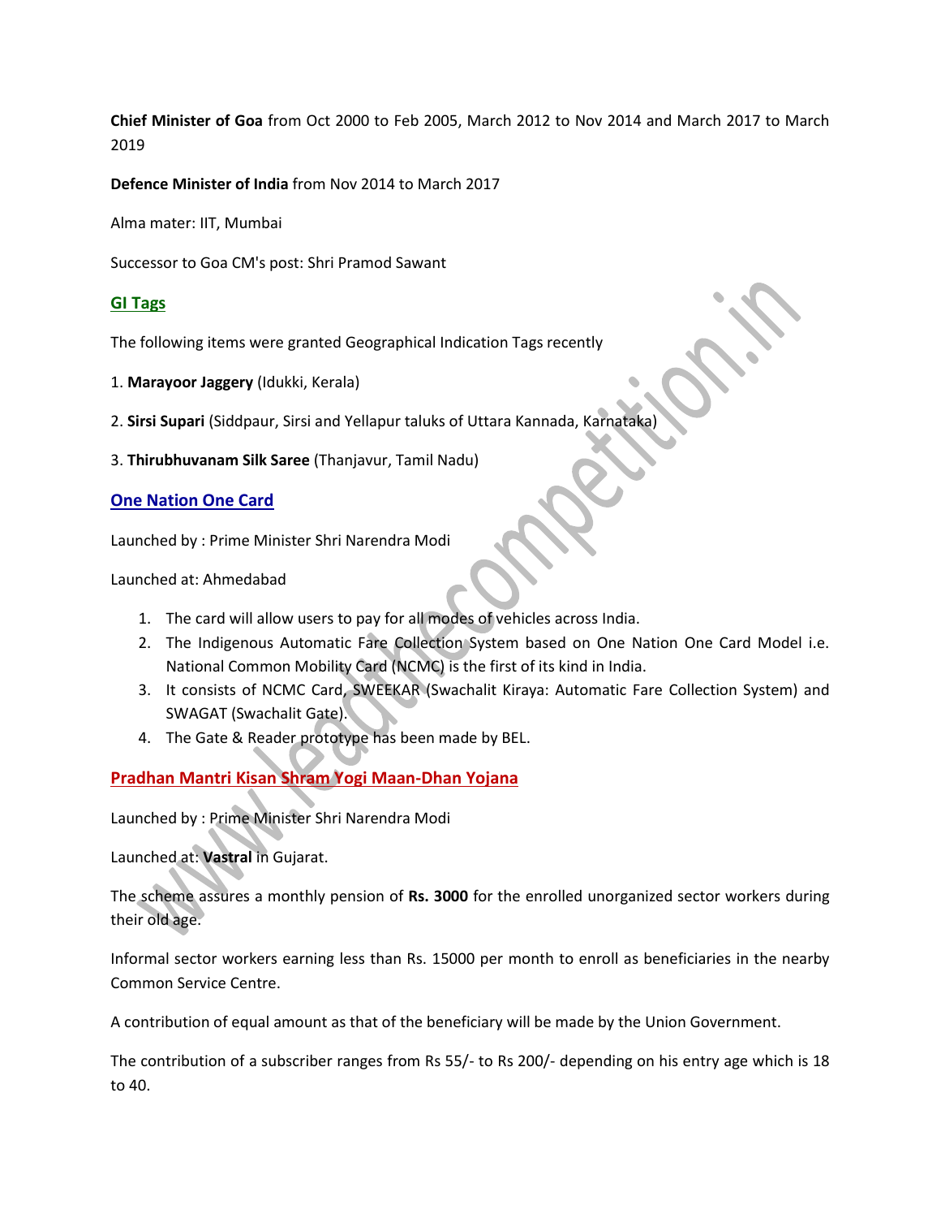**Chief Minister of Goa** from Oct 2000 to Feb 2005, March 2012 to Nov 2014 and March 2017 to March 2019

**Defence Minister of India** from Nov 2014 to March 2017

Alma mater: IIT, Mumbai

Successor to Goa CM's post: Shri Pramod Sawant

## GI Tags

The following items were granted Geographical Indication Tags recently

1. **Marayoor Jaggery** (Idukki, Kerala)
2. **Sirsi Supari** (Siddpaur, Sirsi and Yellapur taluks of Uttara Kannada, Karnataka)
3. **Thirubhuvanam Silk Saree** (Thanjavur, Tamil Nadu)

## One Nation One Card

Launched by : Prime Minister Shri Narendra Modi

Launched at: Ahmedabad

1. The card will allow users to pay for all modes of vehicles across India.
2. The Indigenous Automatic Fare Collection System based on One Nation One Card Model i.e. National Common Mobility Card (NCMC) is the first of its kind in India.
3. It consists of NCMC Card, SWEEKAR (Swachalit Kiraya: Automatic Fare Collection System) and SWAGAT (Swachalit Gate).
4. The Gate & Reader prototype has been made by BEL.

## Pradhan Mantri Kisan Shram Yogi Maan-Dhan Yojana

Launched by : Prime Minister Shri Narendra Modi

Launched at: **Vastral** in Gujarat.

The scheme assures a monthly pension of **Rs. 3000** for the enrolled unorganized sector workers during their old age.

Informal sector workers earning less than Rs. 15000 per month to enroll as beneficiaries in the nearby Common Service Centre.

A contribution of equal amount as that of the beneficiary will be made by the Union Government.

The contribution of a subscriber ranges from Rs 55/- to Rs 200/- depending on his entry age which is 18 to 40.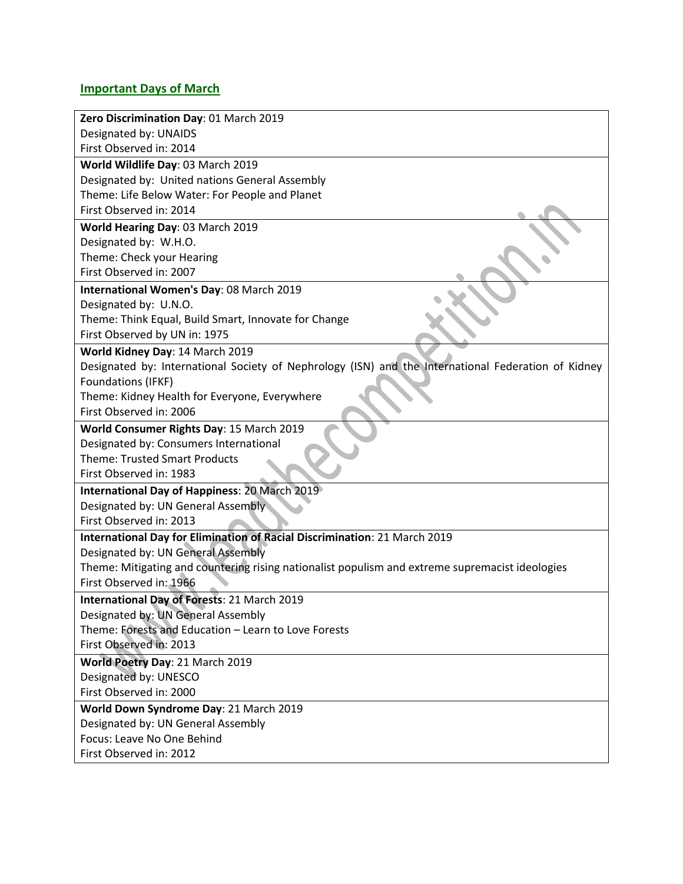## Important Days of March

**Zero Discrimination Day**: 01 March 2019
Designated by: UNAIDS
First Observed in: 2014

**World Wildlife Day**: 03 March 2019
Designated by: United nations General Assembly
Theme: Life Below Water: For People and Planet
First Observed in: 2014

**World Hearing Day**: 03 March 2019
Designated by: W.H.O.
Theme: Check your Hearing
First Observed in: 2007

**International Women's Day**: 08 March 2019
Designated by: U.N.O.
Theme: Think Equal, Build Smart, Innovate for Change
First Observed by UN in: 1975

**World Kidney Day**: 14 March 2019
Designated by: International Society of Nephrology (ISN) and the International Federation of Kidney Foundations (IFKF)
Theme: Kidney Health for Everyone, Everywhere
First Observed in: 2006

**World Consumer Rights Day**: 15 March 2019
Designated by: Consumers International
Theme: Trusted Smart Products
First Observed in: 1983

**International Day of Happiness**: 20 March 2019
Designated by: UN General Assembly
First Observed in: 2013

**International Day for Elimination of Racial Discrimination**: 21 March 2019
Designated by: UN General Assembly
Theme: Mitigating and countering rising nationalist populism and extreme supremacist ideologies
First Observed in: 1966

**International Day of Forests**: 21 March 2019
Designated by: UN General Assembly
Theme: Forests and Education – Learn to Love Forests
First Observed in: 2013

**World Poetry Day**: 21 March 2019
Designated by: UNESCO
First Observed in: 2000

**World Down Syndrome Day**: 21 March 2019
Designated by: UN General Assembly
Focus: Leave No One Behind
First Observed in: 2012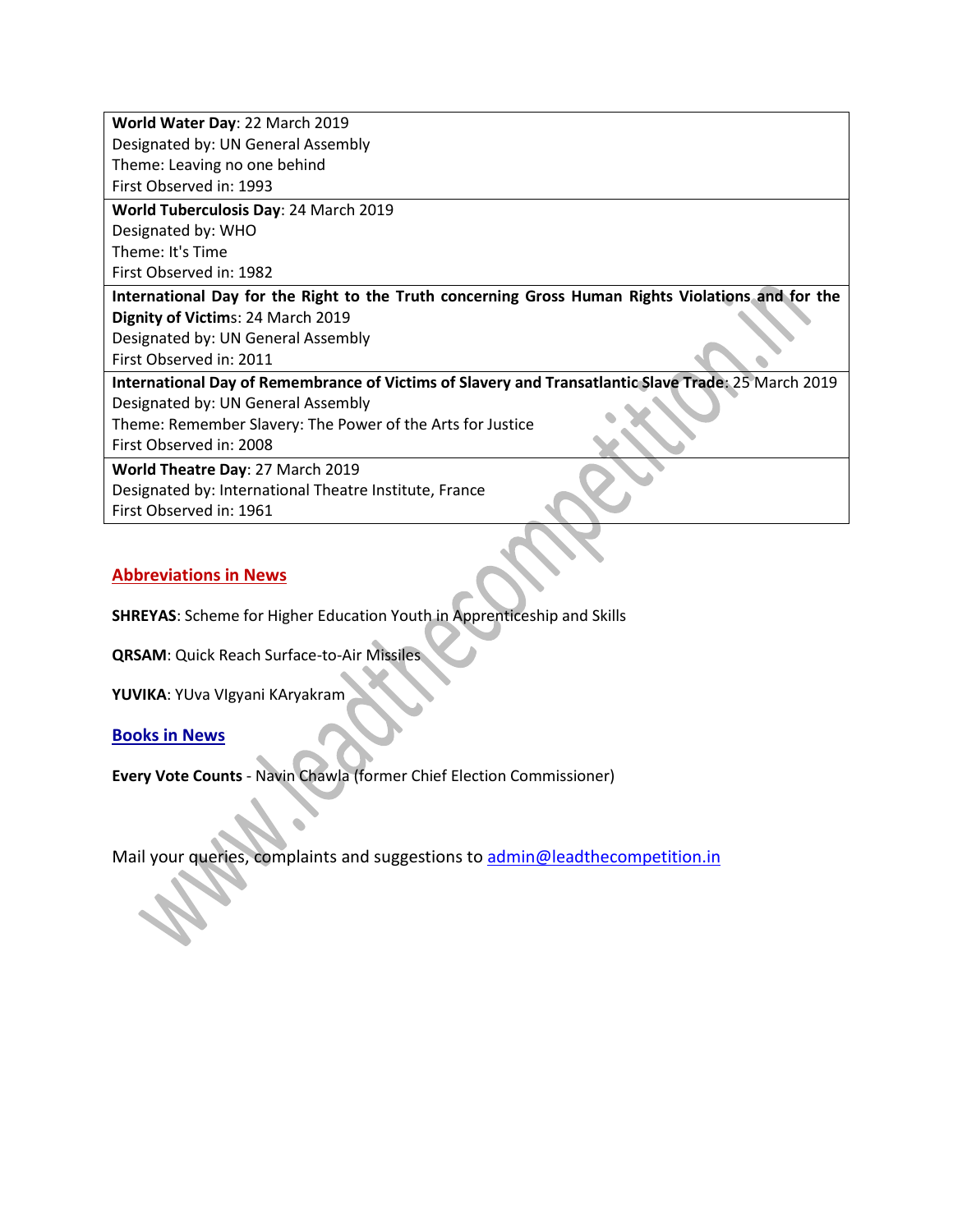| |
|---|
| **World Water Day**: 22 March 2019<br>Designated by: UN General Assembly<br>Theme: Leaving no one behind<br>First Observed in: 1993 |
| **World Tuberculosis Day**: 24 March 2019<br>Designated by: WHO<br>Theme: It's Time<br>First Observed in: 1982 |
| **International Day for the Right to the Truth concerning Gross Human Rights Violations and for the Dignity of Victims**: 24 March 2019<br>Designated by: UN General Assembly<br>First Observed in: 2011 |
| **International Day of Remembrance of Victims of Slavery and Transatlantic Slave Trade**: 25 March 2019<br>Designated by: UN General Assembly<br>Theme: Remember Slavery: The Power of the Arts for Justice<br>First Observed in: 2008 |
| **World Theatre Day**: 27 March 2019<br>Designated by: International Theatre Institute, France<br>First Observed in: 1961 |

## Abbreviations in News

**SHREYAS**: Scheme for Higher Education Youth in Apprenticeship and Skills

**QRSAM**: Quick Reach Surface-to-Air Missiles

**YUVIKA**: YUva VIgyani KAryakram

## Books in News

**Every Vote Counts** - Navin Chawla (former Chief Election Commissioner)

Mail your queries, complaints and suggestions to admin@leadthecompetition.in